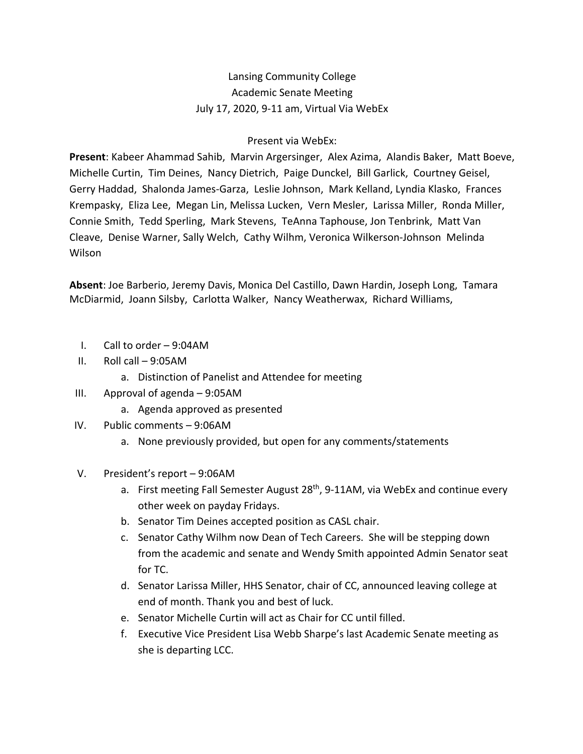Lansing Community College
Academic Senate Meeting
July 17, 2020, 9-11 am, Virtual Via WebEx

Present via WebEx:

**Present**: Kabeer Ahammad Sahib, Marvin Argersinger, Alex Azima, Alandis Baker, Matt Boeve, Michelle Curtin, Tim Deines, Nancy Dietrich, Paige Dunckel, Bill Garlick, Courtney Geisel, Gerry Haddad, Shalonda James-Garza, Leslie Johnson, Mark Kelland, Lyndia Klasko, Frances Krempasky, Eliza Lee, Megan Lin, Melissa Lucken, Vern Mesler, Larissa Miller, Ronda Miller, Connie Smith, Tedd Sperling, Mark Stevens, TeAnna Taphouse, Jon Tenbrink, Matt Van Cleave, Denise Warner, Sally Welch, Cathy Wilhm, Veronica Wilkerson-Johnson Melinda Wilson

**Absent**: Joe Barberio, Jeremy Davis, Monica Del Castillo, Dawn Hardin, Joseph Long, Tamara McDiarmid, Joann Silsby, Carlotta Walker, Nancy Weatherwax, Richard Williams,

I. Call to order – 9:04AM

II. Roll call – 9:05AM
   a. Distinction of Panelist and Attendee for meeting

III. Approval of agenda – 9:05AM
   a. Agenda approved as presented

IV. Public comments – 9:06AM
   a. None previously provided, but open for any comments/statements

V. President's report – 9:06AM
   a. First meeting Fall Semester August 28th, 9-11AM, via WebEx and continue every other week on payday Fridays.
   b. Senator Tim Deines accepted position as CASL chair.
   c. Senator Cathy Wilhm now Dean of Tech Careers. She will be stepping down from the academic and senate and Wendy Smith appointed Admin Senator seat for TC.
   d. Senator Larissa Miller, HHS Senator, chair of CC, announced leaving college at end of month. Thank you and best of luck.
   e. Senator Michelle Curtin will act as Chair for CC until filled.
   f. Executive Vice President Lisa Webb Sharpe's last Academic Senate meeting as she is departing LCC.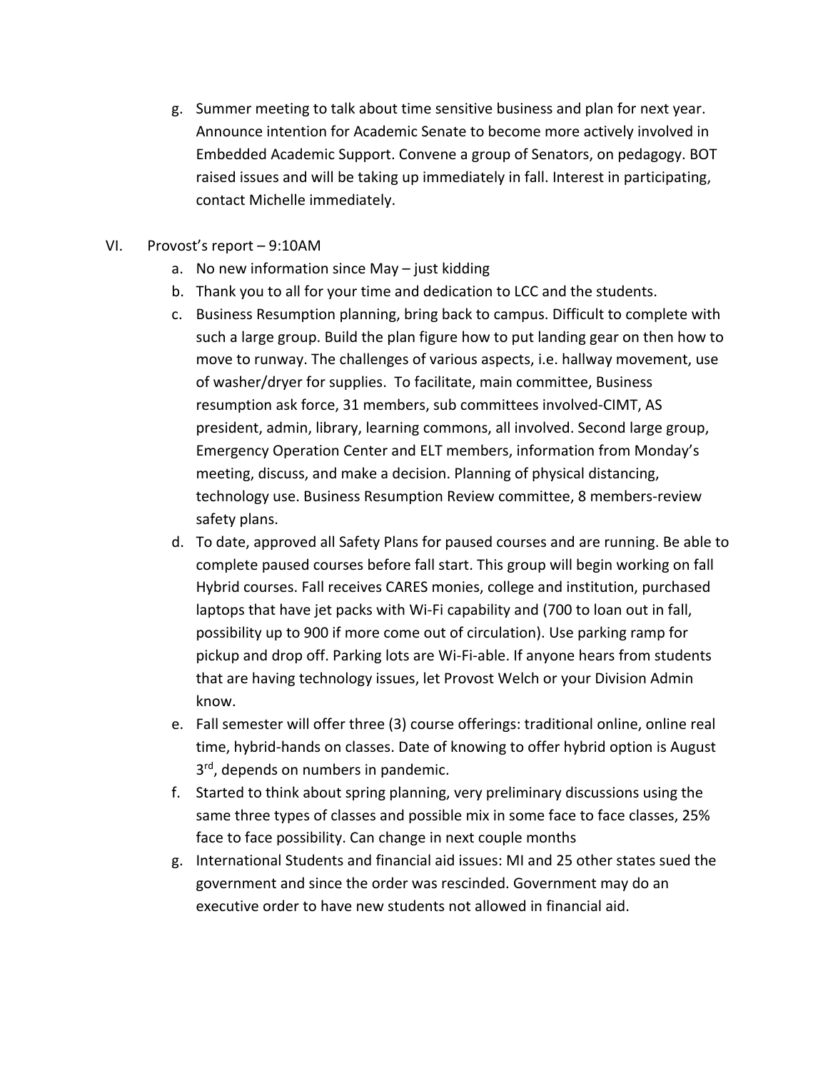g. Summer meeting to talk about time sensitive business and plan for next year. Announce intention for Academic Senate to become more actively involved in Embedded Academic Support. Convene a group of Senators, on pedagogy. BOT raised issues and will be taking up immediately in fall. Interest in participating, contact Michelle immediately.

VI. Provost's report – 9:10AM

a. No new information since May – just kidding
b. Thank you to all for your time and dedication to LCC and the students.
c. Business Resumption planning, bring back to campus. Difficult to complete with such a large group. Build the plan figure how to put landing gear on then how to move to runway. The challenges of various aspects, i.e. hallway movement, use of washer/dryer for supplies. To facilitate, main committee, Business resumption ask force, 31 members, sub committees involved-CIMT, AS president, admin, library, learning commons, all involved. Second large group, Emergency Operation Center and ELT members, information from Monday's meeting, discuss, and make a decision. Planning of physical distancing, technology use. Business Resumption Review committee, 8 members-review safety plans.
d. To date, approved all Safety Plans for paused courses and are running. Be able to complete paused courses before fall start. This group will begin working on fall Hybrid courses. Fall receives CARES monies, college and institution, purchased laptops that have jet packs with Wi-Fi capability and (700 to loan out in fall, possibility up to 900 if more come out of circulation). Use parking ramp for pickup and drop off. Parking lots are Wi-Fi-able. If anyone hears from students that are having technology issues, let Provost Welch or your Division Admin know.
e. Fall semester will offer three (3) course offerings: traditional online, online real time, hybrid-hands on classes. Date of knowing to offer hybrid option is August 3rd, depends on numbers in pandemic.
f. Started to think about spring planning, very preliminary discussions using the same three types of classes and possible mix in some face to face classes, 25% face to face possibility. Can change in next couple months
g. International Students and financial aid issues: MI and 25 other states sued the government and since the order was rescinded. Government may do an executive order to have new students not allowed in financial aid.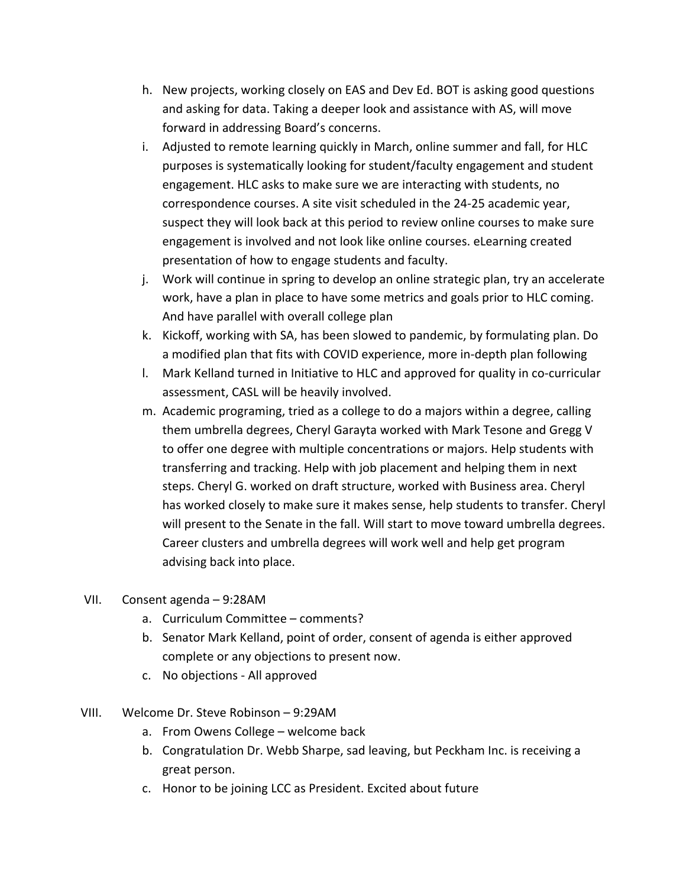h. New projects, working closely on EAS and Dev Ed. BOT is asking good questions and asking for data. Taking a deeper look and assistance with AS, will move forward in addressing Board's concerns.
i. Adjusted to remote learning quickly in March, online summer and fall, for HLC purposes is systematically looking for student/faculty engagement and student engagement. HLC asks to make sure we are interacting with students, no correspondence courses. A site visit scheduled in the 24-25 academic year, suspect they will look back at this period to review online courses to make sure engagement is involved and not look like online courses. eLearning created presentation of how to engage students and faculty.
j. Work will continue in spring to develop an online strategic plan, try an accelerate work, have a plan in place to have some metrics and goals prior to HLC coming. And have parallel with overall college plan
k. Kickoff, working with SA, has been slowed to pandemic, by formulating plan. Do a modified plan that fits with COVID experience, more in-depth plan following
l. Mark Kelland turned in Initiative to HLC and approved for quality in co-curricular assessment, CASL will be heavily involved.
m. Academic programing, tried as a college to do a majors within a degree, calling them umbrella degrees, Cheryl Garayta worked with Mark Tesone and Gregg V to offer one degree with multiple concentrations or majors. Help students with transferring and tracking. Help with job placement and helping them in next steps. Cheryl G. worked on draft structure, worked with Business area. Cheryl has worked closely to make sure it makes sense, help students to transfer. Cheryl will present to the Senate in the fall. Will start to move toward umbrella degrees. Career clusters and umbrella degrees will work well and help get program advising back into place.

VII. Consent agenda – 9:28AM
   a. Curriculum Committee – comments?
   b. Senator Mark Kelland, point of order, consent of agenda is either approved complete or any objections to present now.
   c. No objections - All approved

VIII. Welcome Dr. Steve Robinson – 9:29AM
   a. From Owens College – welcome back
   b. Congratulation Dr. Webb Sharpe, sad leaving, but Peckham Inc. is receiving a great person.
   c. Honor to be joining LCC as President. Excited about future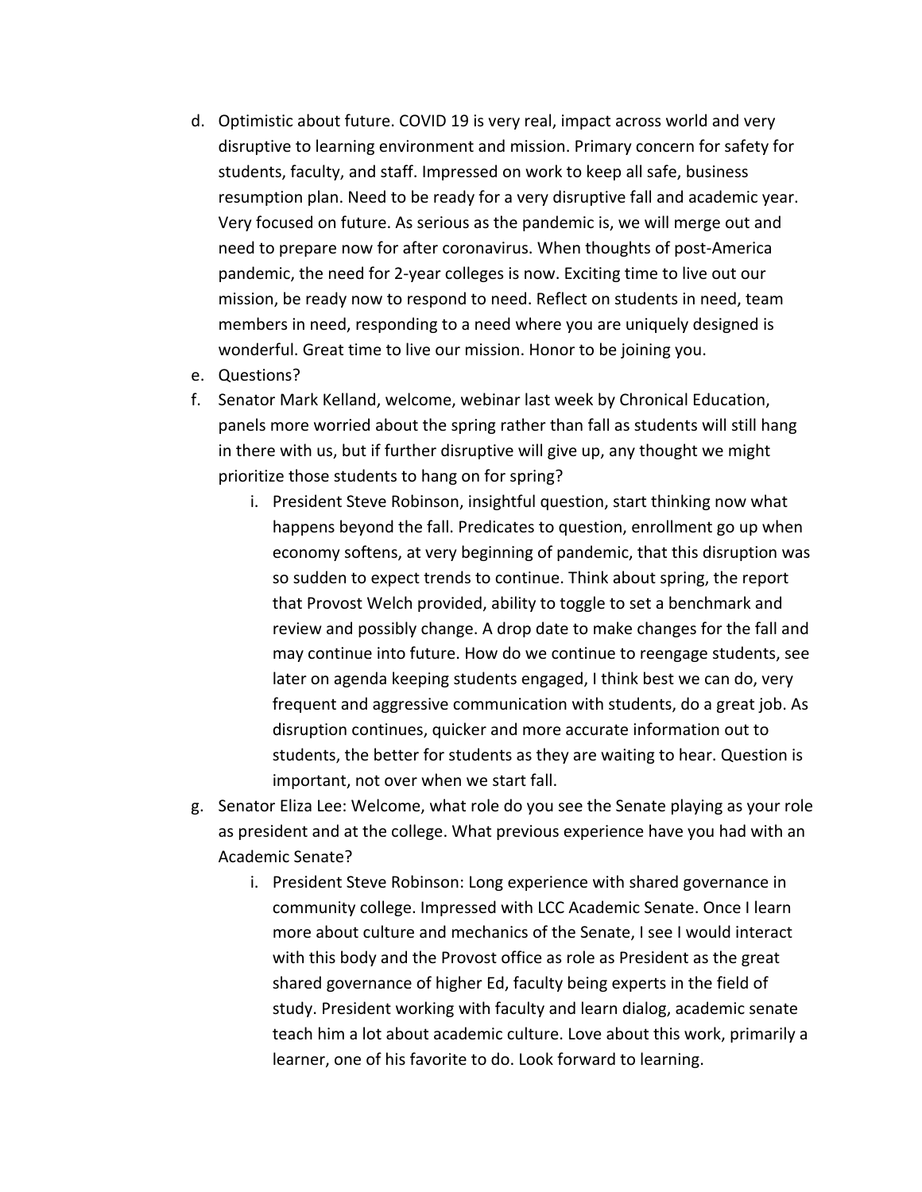d. Optimistic about future. COVID 19 is very real, impact across world and very disruptive to learning environment and mission. Primary concern for safety for students, faculty, and staff. Impressed on work to keep all safe, business resumption plan. Need to be ready for a very disruptive fall and academic year. Very focused on future. As serious as the pandemic is, we will merge out and need to prepare now for after coronavirus. When thoughts of post-America pandemic, the need for 2-year colleges is now. Exciting time to live out our mission, be ready now to respond to need. Reflect on students in need, team members in need, responding to a need where you are uniquely designed is wonderful. Great time to live our mission. Honor to be joining you.

e. Questions?

f. Senator Mark Kelland, welcome, webinar last week by Chronical Education, panels more worried about the spring rather than fall as students will still hang in there with us, but if further disruptive will give up, any thought we might prioritize those students to hang on for spring?

    i. President Steve Robinson, insightful question, start thinking now what happens beyond the fall. Predicates to question, enrollment go up when economy softens, at very beginning of pandemic, that this disruption was so sudden to expect trends to continue. Think about spring, the report that Provost Welch provided, ability to toggle to set a benchmark and review and possibly change. A drop date to make changes for the fall and may continue into future. How do we continue to reengage students, see later on agenda keeping students engaged, I think best we can do, very frequent and aggressive communication with students, do a great job. As disruption continues, quicker and more accurate information out to students, the better for students as they are waiting to hear. Question is important, not over when we start fall.

g. Senator Eliza Lee: Welcome, what role do you see the Senate playing as your role as president and at the college. What previous experience have you had with an Academic Senate?

    i. President Steve Robinson: Long experience with shared governance in community college. Impressed with LCC Academic Senate. Once I learn more about culture and mechanics of the Senate, I see I would interact with this body and the Provost office as role as President as the great shared governance of higher Ed, faculty being experts in the field of study. President working with faculty and learn dialog, academic senate teach him a lot about academic culture. Love about this work, primarily a learner, one of his favorite to do. Look forward to learning.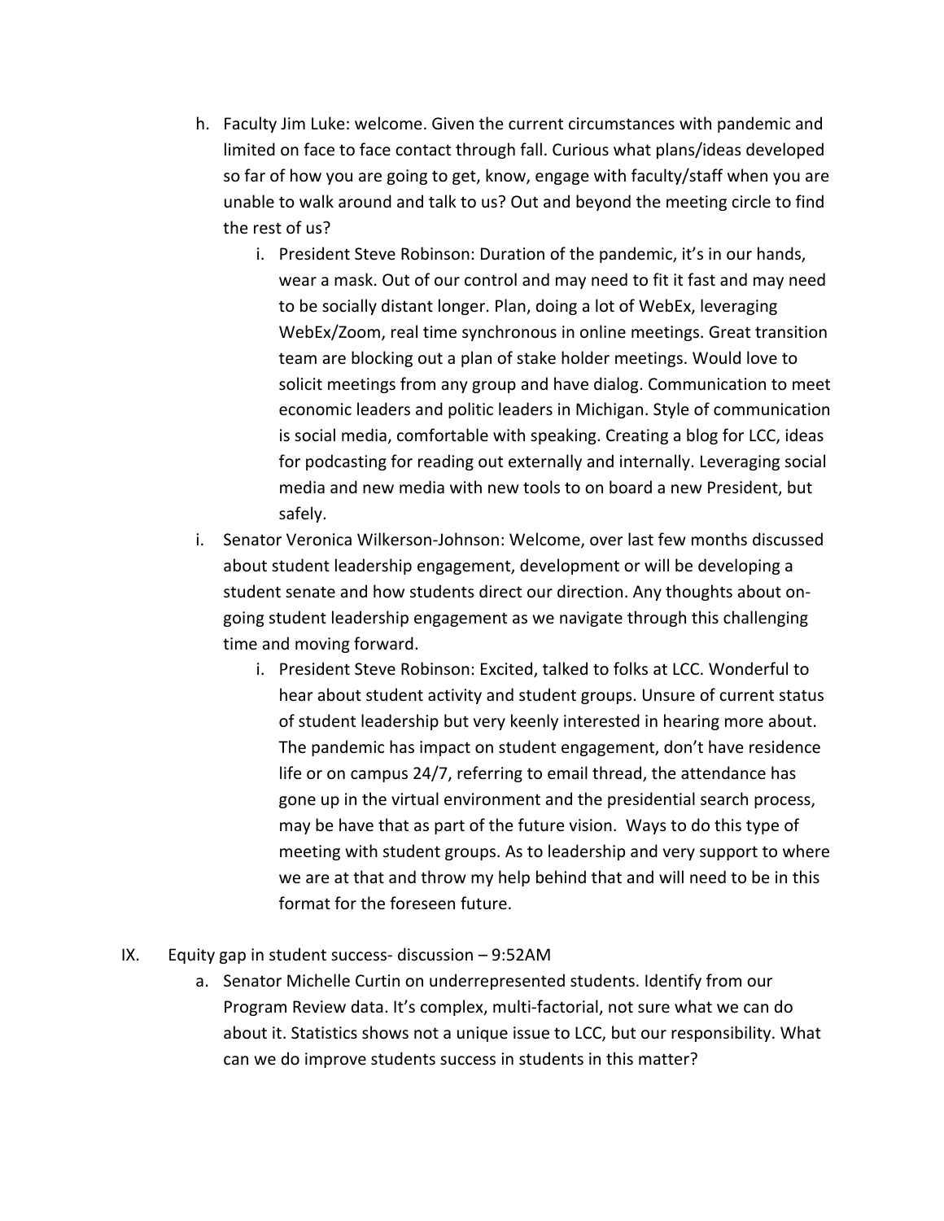h. Faculty Jim Luke: welcome. Given the current circumstances with pandemic and limited on face to face contact through fall. Curious what plans/ideas developed so far of how you are going to get, know, engage with faculty/staff when you are unable to walk around and talk to us? Out and beyond the meeting circle to find the rest of us?

   i. President Steve Robinson: Duration of the pandemic, it's in our hands, wear a mask. Out of our control and may need to fit it fast and may need to be socially distant longer. Plan, doing a lot of WebEx, leveraging WebEx/Zoom, real time synchronous in online meetings. Great transition team are blocking out a plan of stake holder meetings. Would love to solicit meetings from any group and have dialog. Communication to meet economic leaders and politic leaders in Michigan. Style of communication is social media, comfortable with speaking. Creating a blog for LCC, ideas for podcasting for reading out externally and internally. Leveraging social media and new media with new tools to on board a new President, but safely.

i. Senator Veronica Wilkerson-Johnson: Welcome, over last few months discussed about student leadership engagement, development or will be developing a student senate and how students direct our direction. Any thoughts about on-going student leadership engagement as we navigate through this challenging time and moving forward.

   i. President Steve Robinson: Excited, talked to folks at LCC. Wonderful to hear about student activity and student groups. Unsure of current status of student leadership but very keenly interested in hearing more about. The pandemic has impact on student engagement, don't have residence life or on campus 24/7, referring to email thread, the attendance has gone up in the virtual environment and the presidential search process, may be have that as part of the future vision. Ways to do this type of meeting with student groups. As to leadership and very support to where we are at that and throw my help behind that and will need to be in this format for the foreseen future.

IX. Equity gap in student success- discussion – 9:52AM

   a. Senator Michelle Curtin on underrepresented students. Identify from our Program Review data. It's complex, multi-factorial, not sure what we can do about it. Statistics shows not a unique issue to LCC, but our responsibility. What can we do improve students success in students in this matter?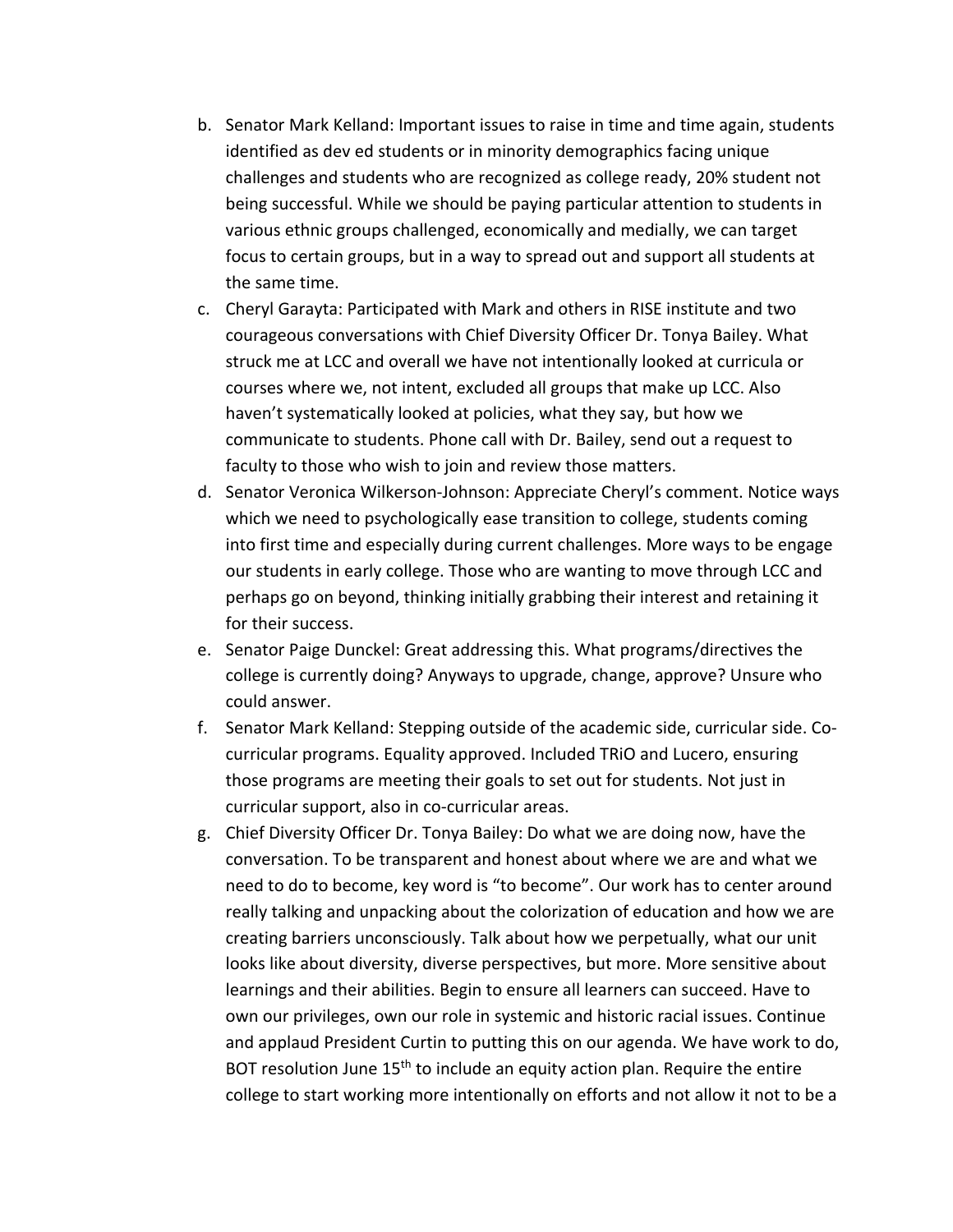b. Senator Mark Kelland: Important issues to raise in time and time again, students identified as dev ed students or in minority demographics facing unique challenges and students who are recognized as college ready, 20% student not being successful. While we should be paying particular attention to students in various ethnic groups challenged, economically and medially, we can target focus to certain groups, but in a way to spread out and support all students at the same time.

c. Cheryl Garayta: Participated with Mark and others in RISE institute and two courageous conversations with Chief Diversity Officer Dr. Tonya Bailey. What struck me at LCC and overall we have not intentionally looked at curricula or courses where we, not intent, excluded all groups that make up LCC. Also haven't systematically looked at policies, what they say, but how we communicate to students. Phone call with Dr. Bailey, send out a request to faculty to those who wish to join and review those matters.

d. Senator Veronica Wilkerson-Johnson: Appreciate Cheryl's comment. Notice ways which we need to psychologically ease transition to college, students coming into first time and especially during current challenges. More ways to be engage our students in early college. Those who are wanting to move through LCC and perhaps go on beyond, thinking initially grabbing their interest and retaining it for their success.

e. Senator Paige Dunckel: Great addressing this. What programs/directives the college is currently doing? Anyways to upgrade, change, approve? Unsure who could answer.

f. Senator Mark Kelland: Stepping outside of the academic side, curricular side. Co-curricular programs. Equality approved. Included TRiO and Lucero, ensuring those programs are meeting their goals to set out for students. Not just in curricular support, also in co-curricular areas.

g. Chief Diversity Officer Dr. Tonya Bailey: Do what we are doing now, have the conversation. To be transparent and honest about where we are and what we need to do to become, key word is "to become". Our work has to center around really talking and unpacking about the colorization of education and how we are creating barriers unconsciously. Talk about how we perpetually, what our unit looks like about diversity, diverse perspectives, but more. More sensitive about learnings and their abilities. Begin to ensure all learners can succeed. Have to own our privileges, own our role in systemic and historic racial issues. Continue and applaud President Curtin to putting this on our agenda. We have work to do, BOT resolution June 15th to include an equity action plan. Require the entire college to start working more intentionally on efforts and not allow it not to be a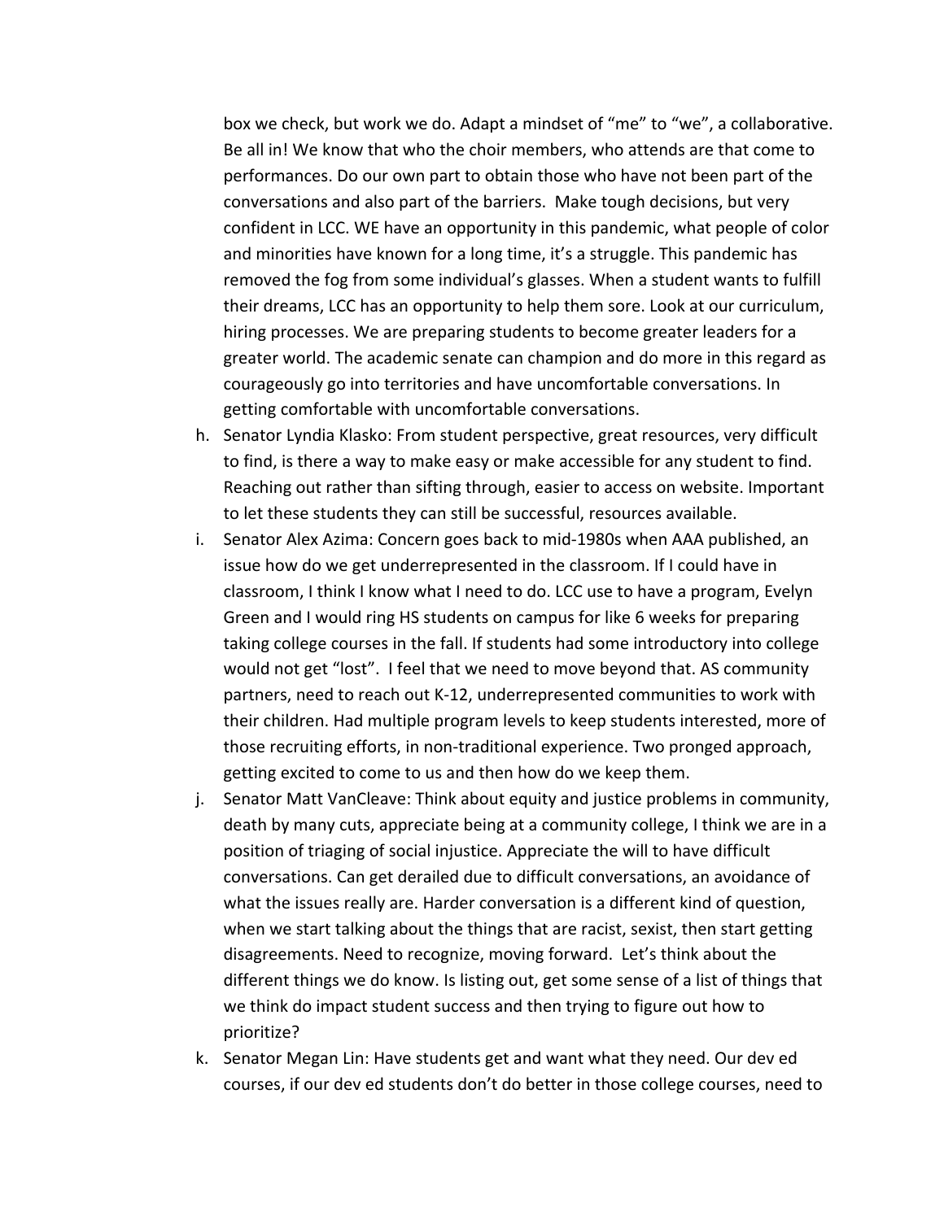box we check, but work we do. Adapt a mindset of "me" to "we", a collaborative. Be all in! We know that who the choir members, who attends are that come to performances. Do our own part to obtain those who have not been part of the conversations and also part of the barriers. Make tough decisions, but very confident in LCC. WE have an opportunity in this pandemic, what people of color and minorities have known for a long time, it's a struggle. This pandemic has removed the fog from some individual's glasses. When a student wants to fulfill their dreams, LCC has an opportunity to help them sore. Look at our curriculum, hiring processes. We are preparing students to become greater leaders for a greater world. The academic senate can champion and do more in this regard as courageously go into territories and have uncomfortable conversations. In getting comfortable with uncomfortable conversations.

h. Senator Lyndia Klasko: From student perspective, great resources, very difficult to find, is there a way to make easy or make accessible for any student to find. Reaching out rather than sifting through, easier to access on website. Important to let these students they can still be successful, resources available.

i. Senator Alex Azima: Concern goes back to mid-1980s when AAA published, an issue how do we get underrepresented in the classroom. If I could have in classroom, I think I know what I need to do. LCC use to have a program, Evelyn Green and I would ring HS students on campus for like 6 weeks for preparing taking college courses in the fall. If students had some introductory into college would not get "lost". I feel that we need to move beyond that. AS community partners, need to reach out K-12, underrepresented communities to work with their children. Had multiple program levels to keep students interested, more of those recruiting efforts, in non-traditional experience. Two pronged approach, getting excited to come to us and then how do we keep them.

j. Senator Matt VanCleave: Think about equity and justice problems in community, death by many cuts, appreciate being at a community college, I think we are in a position of triaging of social injustice. Appreciate the will to have difficult conversations. Can get derailed due to difficult conversations, an avoidance of what the issues really are. Harder conversation is a different kind of question, when we start talking about the things that are racist, sexist, then start getting disagreements. Need to recognize, moving forward. Let's think about the different things we do know. Is listing out, get some sense of a list of things that we think do impact student success and then trying to figure out how to prioritize?

k. Senator Megan Lin: Have students get and want what they need. Our dev ed courses, if our dev ed students don't do better in those college courses, need to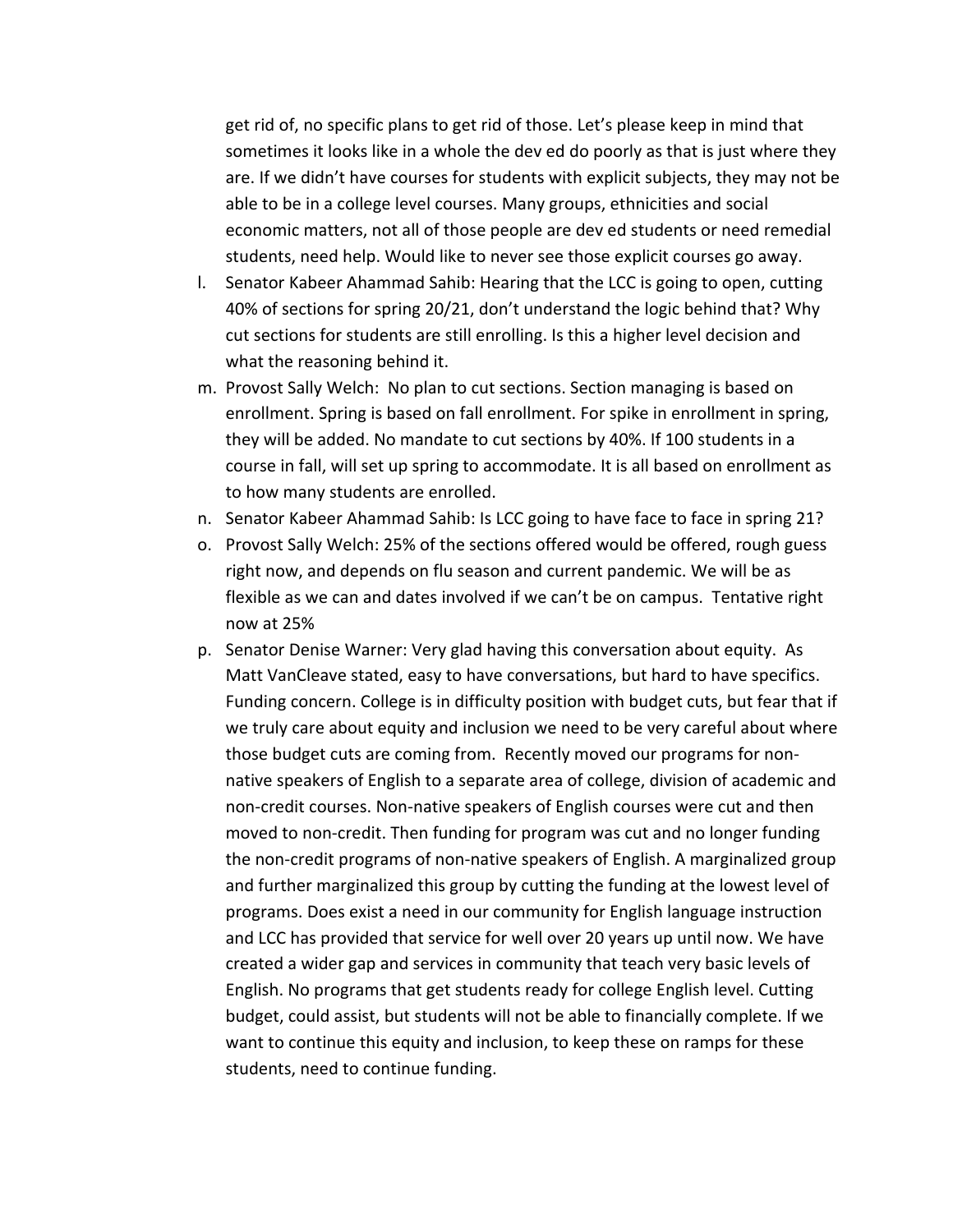get rid of, no specific plans to get rid of those. Let's please keep in mind that sometimes it looks like in a whole the dev ed do poorly as that is just where they are. If we didn't have courses for students with explicit subjects, they may not be able to be in a college level courses. Many groups, ethnicities and social economic matters, not all of those people are dev ed students or need remedial students, need help. Would like to never see those explicit courses go away.

l. Senator Kabeer Ahammad Sahib: Hearing that the LCC is going to open, cutting 40% of sections for spring 20/21, don't understand the logic behind that? Why cut sections for students are still enrolling. Is this a higher level decision and what the reasoning behind it.

m. Provost Sally Welch: No plan to cut sections. Section managing is based on enrollment. Spring is based on fall enrollment. For spike in enrollment in spring, they will be added. No mandate to cut sections by 40%. If 100 students in a course in fall, will set up spring to accommodate. It is all based on enrollment as to how many students are enrolled.

n. Senator Kabeer Ahammad Sahib: Is LCC going to have face to face in spring 21?

o. Provost Sally Welch: 25% of the sections offered would be offered, rough guess right now, and depends on flu season and current pandemic. We will be as flexible as we can and dates involved if we can't be on campus. Tentative right now at 25%

p. Senator Denise Warner: Very glad having this conversation about equity. As Matt VanCleave stated, easy to have conversations, but hard to have specifics. Funding concern. College is in difficulty position with budget cuts, but fear that if we truly care about equity and inclusion we need to be very careful about where those budget cuts are coming from. Recently moved our programs for non-native speakers of English to a separate area of college, division of academic and non-credit courses. Non-native speakers of English courses were cut and then moved to non-credit. Then funding for program was cut and no longer funding the non-credit programs of non-native speakers of English. A marginalized group and further marginalized this group by cutting the funding at the lowest level of programs. Does exist a need in our community for English language instruction and LCC has provided that service for well over 20 years up until now. We have created a wider gap and services in community that teach very basic levels of English. No programs that get students ready for college English level. Cutting budget, could assist, but students will not be able to financially complete. If we want to continue this equity and inclusion, to keep these on ramps for these students, need to continue funding.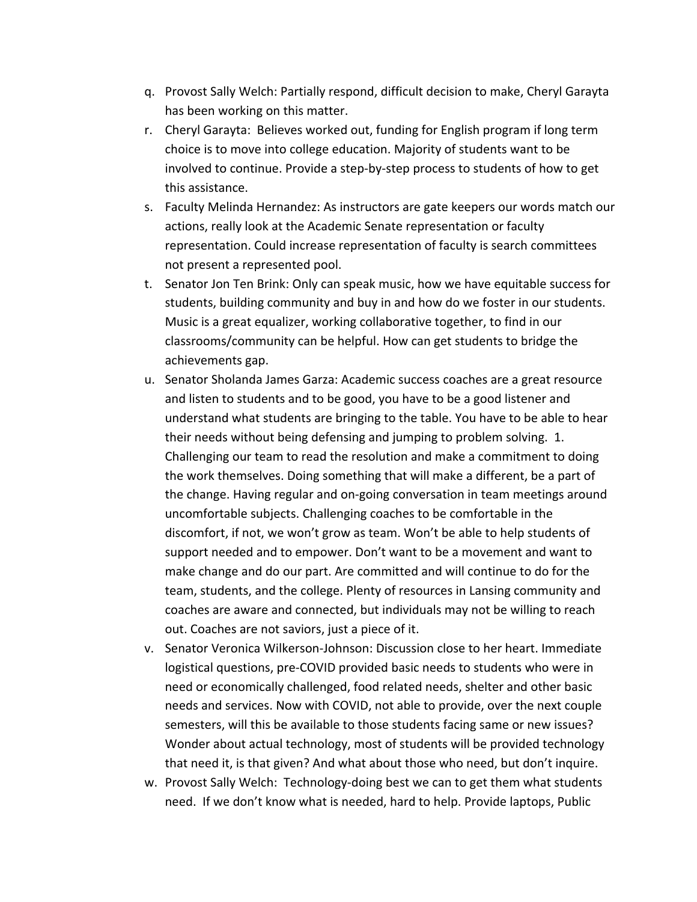q. Provost Sally Welch: Partially respond, difficult decision to make, Cheryl Garayta has been working on this matter.

r. Cheryl Garayta: Believes worked out, funding for English program if long term choice is to move into college education. Majority of students want to be involved to continue. Provide a step-by-step process to students of how to get this assistance.

s. Faculty Melinda Hernandez: As instructors are gate keepers our words match our actions, really look at the Academic Senate representation or faculty representation. Could increase representation of faculty is search committees not present a represented pool.

t. Senator Jon Ten Brink: Only can speak music, how we have equitable success for students, building community and buy in and how do we foster in our students. Music is a great equalizer, working collaborative together, to find in our classrooms/community can be helpful. How can get students to bridge the achievements gap.

u. Senator Sholanda James Garza: Academic success coaches are a great resource and listen to students and to be good, you have to be a good listener and understand what students are bringing to the table. You have to be able to hear their needs without being defensing and jumping to problem solving. 1. Challenging our team to read the resolution and make a commitment to doing the work themselves. Doing something that will make a different, be a part of the change. Having regular and on-going conversation in team meetings around uncomfortable subjects. Challenging coaches to be comfortable in the discomfort, if not, we won't grow as team. Won't be able to help students of support needed and to empower. Don't want to be a movement and want to make change and do our part. Are committed and will continue to do for the team, students, and the college. Plenty of resources in Lansing community and coaches are aware and connected, but individuals may not be willing to reach out. Coaches are not saviors, just a piece of it.

v. Senator Veronica Wilkerson-Johnson: Discussion close to her heart. Immediate logistical questions, pre-COVID provided basic needs to students who were in need or economically challenged, food related needs, shelter and other basic needs and services. Now with COVID, not able to provide, over the next couple semesters, will this be available to those students facing same or new issues? Wonder about actual technology, most of students will be provided technology that need it, is that given? And what about those who need, but don't inquire.

w. Provost Sally Welch: Technology-doing best we can to get them what students need. If we don't know what is needed, hard to help. Provide laptops, Public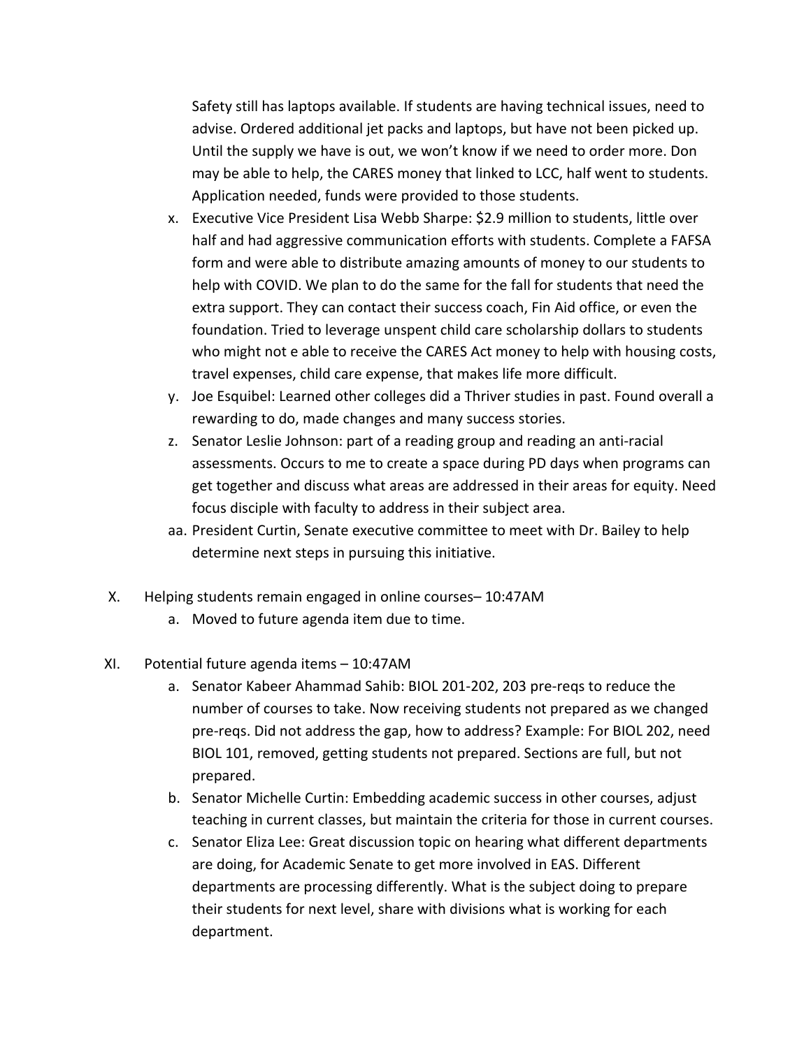Safety still has laptops available. If students are having technical issues, need to advise. Ordered additional jet packs and laptops, but have not been picked up. Until the supply we have is out, we won't know if we need to order more. Don may be able to help, the CARES money that linked to LCC, half went to students. Application needed, funds were provided to those students.

x. Executive Vice President Lisa Webb Sharpe: $2.9 million to students, little over half and had aggressive communication efforts with students. Complete a FAFSA form and were able to distribute amazing amounts of money to our students to help with COVID. We plan to do the same for the fall for students that need the extra support. They can contact their success coach, Fin Aid office, or even the foundation. Tried to leverage unspent child care scholarship dollars to students who might not e able to receive the CARES Act money to help with housing costs, travel expenses, child care expense, that makes life more difficult.

y. Joe Esquibel: Learned other colleges did a Thriver studies in past. Found overall a rewarding to do, made changes and many success stories.

z. Senator Leslie Johnson: part of a reading group and reading an anti-racial assessments. Occurs to me to create a space during PD days when programs can get together and discuss what areas are addressed in their areas for equity. Need focus disciple with faculty to address in their subject area.

aa. President Curtin, Senate executive committee to meet with Dr. Bailey to help determine next steps in pursuing this initiative.

X. Helping students remain engaged in online courses– 10:47AM

   a. Moved to future agenda item due to time.

XI. Potential future agenda items – 10:47AM

   a. Senator Kabeer Ahammad Sahib: BIOL 201-202, 203 pre-reqs to reduce the number of courses to take. Now receiving students not prepared as we changed pre-reqs. Did not address the gap, how to address? Example: For BIOL 202, need BIOL 101, removed, getting students not prepared. Sections are full, but not prepared.

   b. Senator Michelle Curtin: Embedding academic success in other courses, adjust teaching in current classes, but maintain the criteria for those in current courses.

   c. Senator Eliza Lee: Great discussion topic on hearing what different departments are doing, for Academic Senate to get more involved in EAS. Different departments are processing differently. What is the subject doing to prepare their students for next level, share with divisions what is working for each department.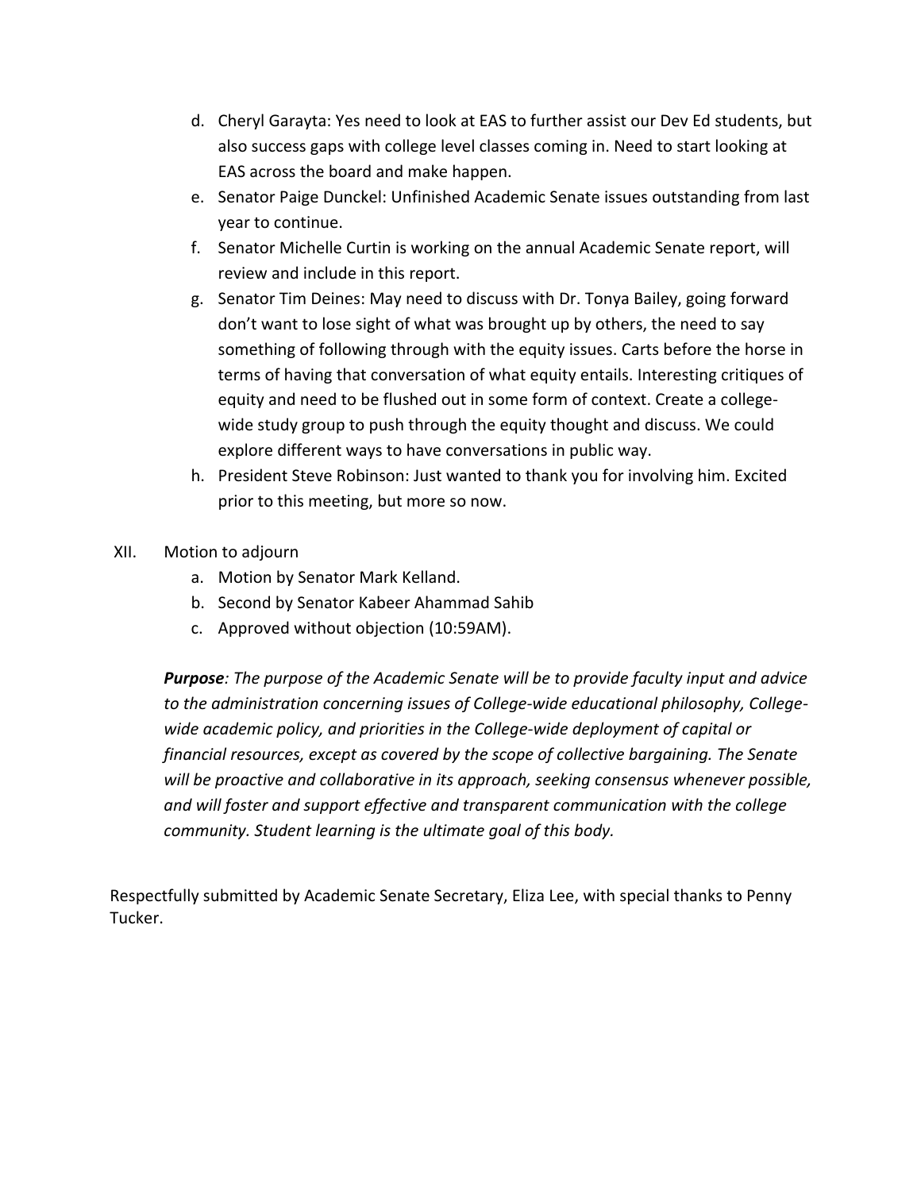d. Cheryl Garayta: Yes need to look at EAS to further assist our Dev Ed students, but also success gaps with college level classes coming in. Need to start looking at EAS across the board and make happen.
   e. Senator Paige Dunckel: Unfinished Academic Senate issues outstanding from last year to continue.
   f. Senator Michelle Curtin is working on the annual Academic Senate report, will review and include in this report.
   g. Senator Tim Deines: May need to discuss with Dr. Tonya Bailey, going forward don't want to lose sight of what was brought up by others, the need to say something of following through with the equity issues. Carts before the horse in terms of having that conversation of what equity entails. Interesting critiques of equity and need to be flushed out in some form of context. Create a college-wide study group to push through the equity thought and discuss. We could explore different ways to have conversations in public way.
   h. President Steve Robinson: Just wanted to thank you for involving him. Excited prior to this meeting, but more so now.

XII. Motion to adjourn
   a. Motion by Senator Mark Kelland.
   b. Second by Senator Kabeer Ahammad Sahib
   c. Approved without objection (10:59AM).

***Purpose****: The purpose of the Academic Senate will be to provide faculty input and advice to the administration concerning issues of College-wide educational philosophy, College-wide academic policy, and priorities in the College-wide deployment of capital or financial resources, except as covered by the scope of collective bargaining. The Senate will be proactive and collaborative in its approach, seeking consensus whenever possible, and will foster and support effective and transparent communication with the college community. Student learning is the ultimate goal of this body.*

Respectfully submitted by Academic Senate Secretary, Eliza Lee, with special thanks to Penny Tucker.